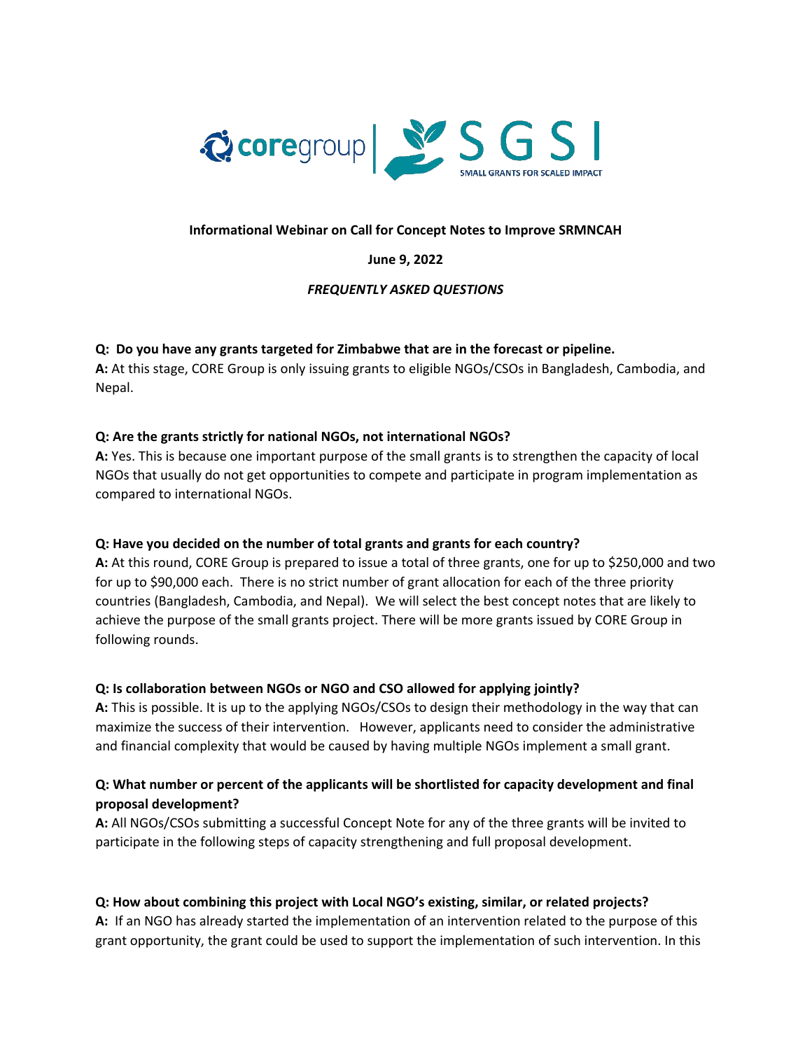**Informational Webinar on Call for Concept Notes to Improve SRMNCAH**

**June 9, 2022**

***FREQUENTLY ASKED QUESTIONS***

**Q: Do you have any grants targeted for Zimbabwe that are in the forecast or pipeline.**
**A:** At this stage, CORE Group is only issuing grants to eligible NGOs/CSOs in Bangladesh, Cambodia, and Nepal.

**Q: Are the grants strictly for national NGOs, not international NGOs?**
**A:** Yes. This is because one important purpose of the small grants is to strengthen the capacity of local NGOs that usually do not get opportunities to compete and participate in program implementation as compared to international NGOs.

**Q: Have you decided on the number of total grants and grants for each country?**
**A:** At this round, CORE Group is prepared to issue a total of three grants, one for up to $250,000 and two for up to $90,000 each. There is no strict number of grant allocation for each of the three priority countries (Bangladesh, Cambodia, and Nepal). We will select the best concept notes that are likely to achieve the purpose of the small grants project. There will be more grants issued by CORE Group in following rounds.

**Q: Is collaboration between NGOs or NGO and CSO allowed for applying jointly?**
**A:** This is possible. It is up to the applying NGOs/CSOs to design their methodology in the way that can maximize the success of their intervention. However, applicants need to consider the administrative and financial complexity that would be caused by having multiple NGOs implement a small grant.

**Q: What number or percent of the applicants will be shortlisted for capacity development and final proposal development?**
**A:** All NGOs/CSOs submitting a successful Concept Note for any of the three grants will be invited to participate in the following steps of capacity strengthening and full proposal development.

**Q: How about combining this project with Local NGO's existing, similar, or related projects?**
**A:** If an NGO has already started the implementation of an intervention related to the purpose of this grant opportunity, the grant could be used to support the implementation of such intervention. In this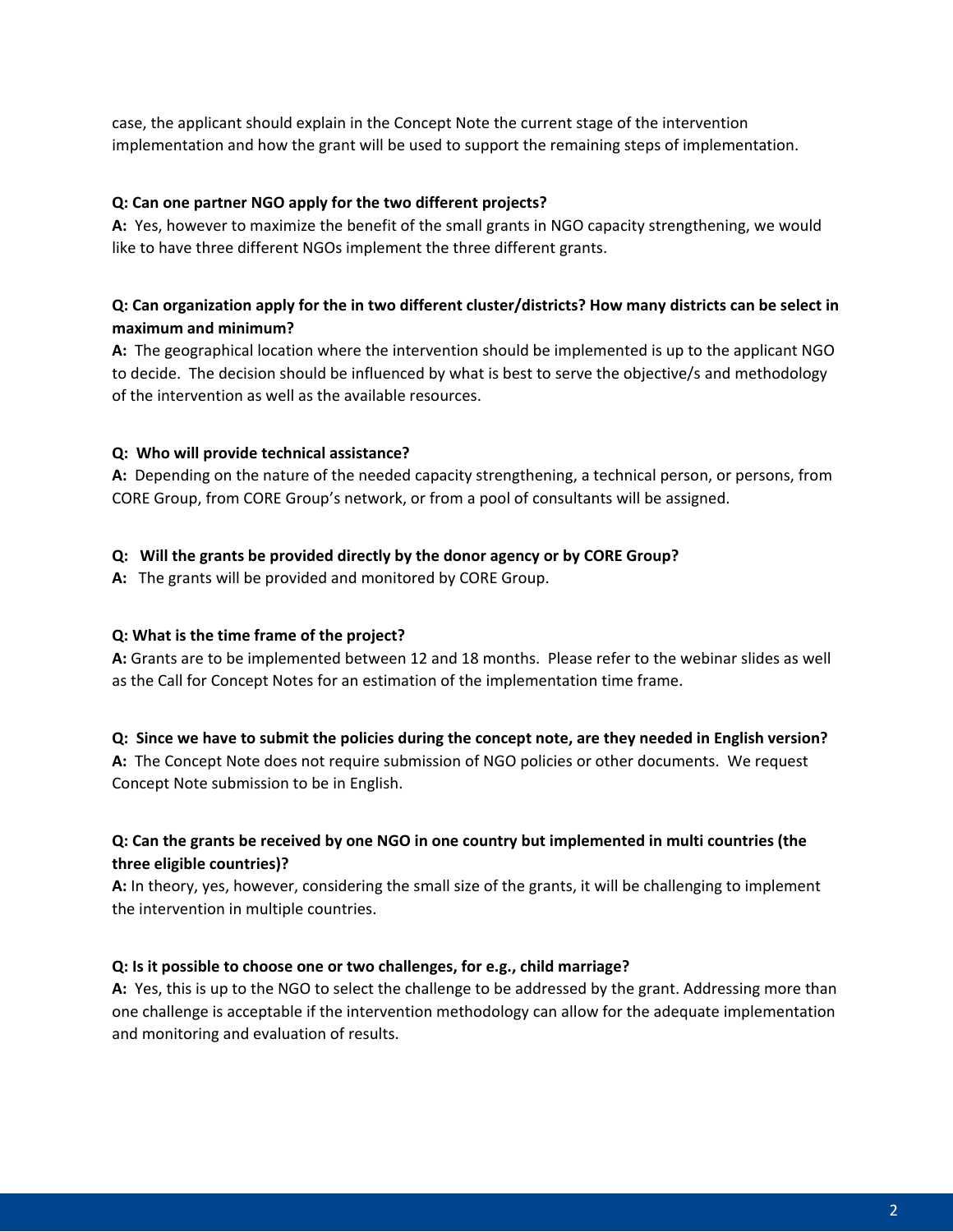case, the applicant should explain in the Concept Note the current stage of the intervention implementation and how the grant will be used to support the remaining steps of implementation.

**Q: Can one partner NGO apply for the two different projects?**
**A:** Yes, however to maximize the benefit of the small grants in NGO capacity strengthening, we would like to have three different NGOs implement the three different grants.

**Q: Can organization apply for the in two different cluster/districts? How many districts can be select in maximum and minimum?**
**A:** The geographical location where the intervention should be implemented is up to the applicant NGO to decide. The decision should be influenced by what is best to serve the objective/s and methodology of the intervention as well as the available resources.

**Q: Who will provide technical assistance?**
**A:** Depending on the nature of the needed capacity strengthening, a technical person, or persons, from CORE Group, from CORE Group's network, or from a pool of consultants will be assigned.

**Q: Will the grants be provided directly by the donor agency or by CORE Group?**
**A:** The grants will be provided and monitored by CORE Group.

**Q: What is the time frame of the project?**
**A:** Grants are to be implemented between 12 and 18 months. Please refer to the webinar slides as well as the Call for Concept Notes for an estimation of the implementation time frame.

**Q: Since we have to submit the policies during the concept note, are they needed in English version?**
**A:** The Concept Note does not require submission of NGO policies or other documents. We request Concept Note submission to be in English.

**Q: Can the grants be received by one NGO in one country but implemented in multi countries (the three eligible countries)?**
**A:** In theory, yes, however, considering the small size of the grants, it will be challenging to implement the intervention in multiple countries.

**Q: Is it possible to choose one or two challenges, for e.g., child marriage?**
**A:** Yes, this is up to the NGO to select the challenge to be addressed by the grant. Addressing more than one challenge is acceptable if the intervention methodology can allow for the adequate implementation and monitoring and evaluation of results.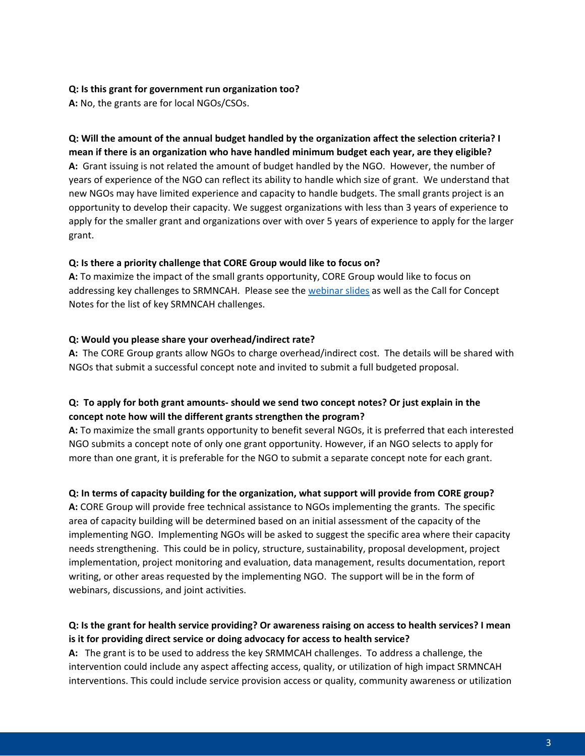**Q: Is this grant for government run organization too?**
**A:** No, the grants are for local NGOs/CSOs.

**Q: Will the amount of the annual budget handled by the organization affect the selection criteria? I mean if there is an organization who have handled minimum budget each year, are they eligible?**
**A:** Grant issuing is not related the amount of budget handled by the NGO. However, the number of years of experience of the NGO can reflect its ability to handle which size of grant. We understand that new NGOs may have limited experience and capacity to handle budgets. The small grants project is an opportunity to develop their capacity. We suggest organizations with less than 3 years of experience to apply for the smaller grant and organizations over with over 5 years of experience to apply for the larger grant.

**Q: Is there a priority challenge that CORE Group would like to focus on?**
**A:** To maximize the impact of the small grants opportunity, CORE Group would like to focus on addressing key challenges to SRMNCAH. Please see the webinar slides as well as the Call for Concept Notes for the list of key SRMNCAH challenges.

**Q: Would you please share your overhead/indirect rate?**
**A:** The CORE Group grants allow NGOs to charge overhead/indirect cost. The details will be shared with NGOs that submit a successful concept note and invited to submit a full budgeted proposal.

**Q: To apply for both grant amounts- should we send two concept notes? Or just explain in the concept note how will the different grants strengthen the program?**
**A:** To maximize the small grants opportunity to benefit several NGOs, it is preferred that each interested NGO submits a concept note of only one grant opportunity. However, if an NGO selects to apply for more than one grant, it is preferable for the NGO to submit a separate concept note for each grant.

**Q: In terms of capacity building for the organization, what support will provide from CORE group?**
**A:** CORE Group will provide free technical assistance to NGOs implementing the grants. The specific area of capacity building will be determined based on an initial assessment of the capacity of the implementing NGO. Implementing NGOs will be asked to suggest the specific area where their capacity needs strengthening. This could be in policy, structure, sustainability, proposal development, project implementation, project monitoring and evaluation, data management, results documentation, report writing, or other areas requested by the implementing NGO. The support will be in the form of webinars, discussions, and joint activities.

**Q: Is the grant for health service providing? Or awareness raising on access to health services? I mean is it for providing direct service or doing advocacy for access to health service?**
**A:** The grant is to be used to address the key SRMMCAH challenges. To address a challenge, the intervention could include any aspect affecting access, quality, or utilization of high impact SRMNCAH interventions. This could include service provision access or quality, community awareness or utilization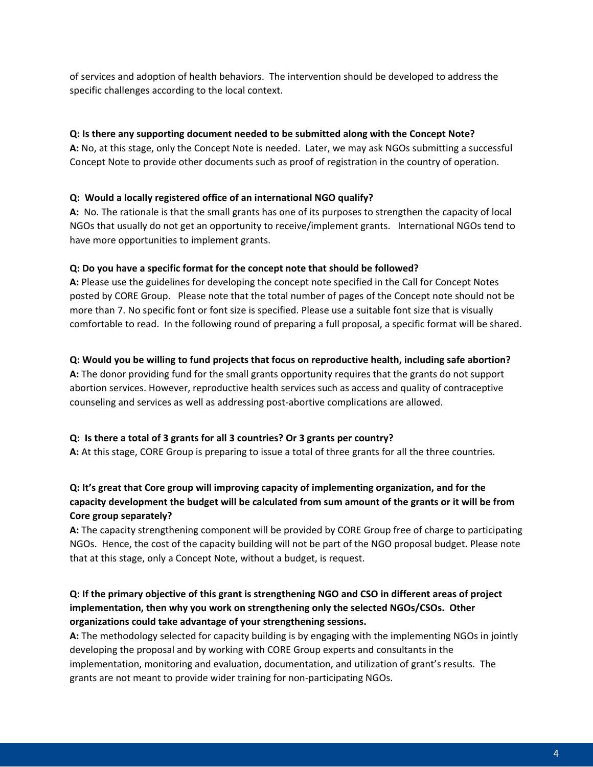of services and adoption of health behaviors. The intervention should be developed to address the specific challenges according to the local context.

**Q: Is there any supporting document needed to be submitted along with the Concept Note?**
**A:** No, at this stage, only the Concept Note is needed. Later, we may ask NGOs submitting a successful Concept Note to provide other documents such as proof of registration in the country of operation.

**Q: Would a locally registered office of an international NGO qualify?**
**A:** No. The rationale is that the small grants has one of its purposes to strengthen the capacity of local NGOs that usually do not get an opportunity to receive/implement grants. International NGOs tend to have more opportunities to implement grants.

**Q: Do you have a specific format for the concept note that should be followed?**
**A:** Please use the guidelines for developing the concept note specified in the Call for Concept Notes posted by CORE Group. Please note that the total number of pages of the Concept note should not be more than 7. No specific font or font size is specified. Please use a suitable font size that is visually comfortable to read. In the following round of preparing a full proposal, a specific format will be shared.

**Q: Would you be willing to fund projects that focus on reproductive health, including safe abortion?**
**A:** The donor providing fund for the small grants opportunity requires that the grants do not support abortion services. However, reproductive health services such as access and quality of contraceptive counseling and services as well as addressing post-abortive complications are allowed.

**Q: Is there a total of 3 grants for all 3 countries? Or 3 grants per country?**
**A:** At this stage, CORE Group is preparing to issue a total of three grants for all the three countries.

**Q: It's great that Core group will improving capacity of implementing organization, and for the capacity development the budget will be calculated from sum amount of the grants or it will be from Core group separately?**
**A:** The capacity strengthening component will be provided by CORE Group free of charge to participating NGOs. Hence, the cost of the capacity building will not be part of the NGO proposal budget. Please note that at this stage, only a Concept Note, without a budget, is request.

**Q: If the primary objective of this grant is strengthening NGO and CSO in different areas of project implementation, then why you work on strengthening only the selected NGOs/CSOs. Other organizations could take advantage of your strengthening sessions.**
**A:** The methodology selected for capacity building is by engaging with the implementing NGOs in jointly developing the proposal and by working with CORE Group experts and consultants in the implementation, monitoring and evaluation, documentation, and utilization of grant's results. The grants are not meant to provide wider training for non-participating NGOs.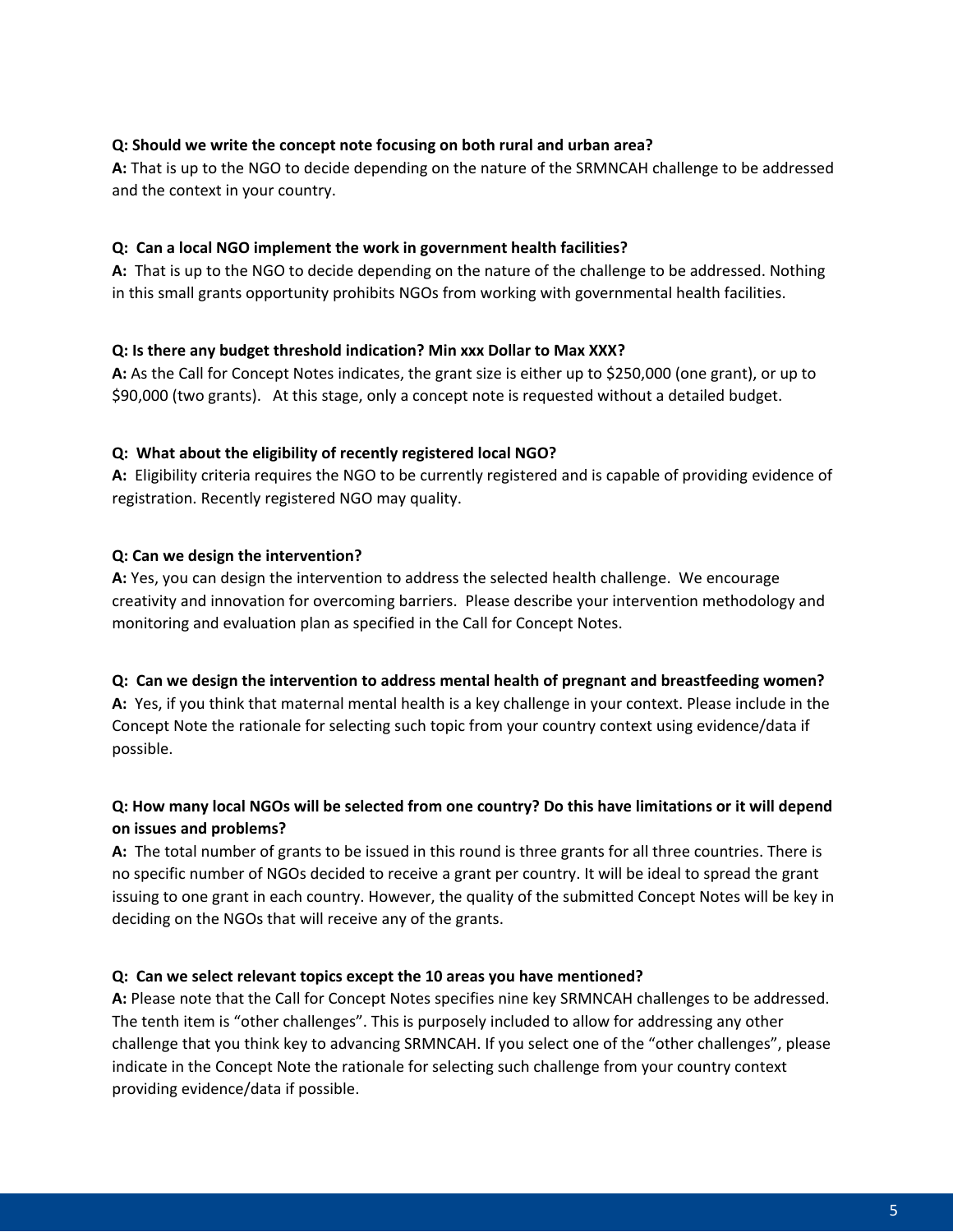**Q: Should we write the concept note focusing on both rural and urban area?**
**A:** That is up to the NGO to decide depending on the nature of the SRMNCAH challenge to be addressed and the context in your country.

**Q: Can a local NGO implement the work in government health facilities?**
**A:** That is up to the NGO to decide depending on the nature of the challenge to be addressed. Nothing in this small grants opportunity prohibits NGOs from working with governmental health facilities.

**Q: Is there any budget threshold indication? Min xxx Dollar to Max XXX?**
**A:** As the Call for Concept Notes indicates, the grant size is either up to $250,000 (one grant), or up to $90,000 (two grants). At this stage, only a concept note is requested without a detailed budget.

**Q: What about the eligibility of recently registered local NGO?**
**A:** Eligibility criteria requires the NGO to be currently registered and is capable of providing evidence of registration. Recently registered NGO may quality.

**Q: Can we design the intervention?**
**A:** Yes, you can design the intervention to address the selected health challenge. We encourage creativity and innovation for overcoming barriers. Please describe your intervention methodology and monitoring and evaluation plan as specified in the Call for Concept Notes.

**Q: Can we design the intervention to address mental health of pregnant and breastfeeding women?**
**A:** Yes, if you think that maternal mental health is a key challenge in your context. Please include in the Concept Note the rationale for selecting such topic from your country context using evidence/data if possible.

**Q: How many local NGOs will be selected from one country? Do this have limitations or it will depend on issues and problems?**
**A:** The total number of grants to be issued in this round is three grants for all three countries. There is no specific number of NGOs decided to receive a grant per country. It will be ideal to spread the grant issuing to one grant in each country. However, the quality of the submitted Concept Notes will be key in deciding on the NGOs that will receive any of the grants.

**Q: Can we select relevant topics except the 10 areas you have mentioned?**
**A:** Please note that the Call for Concept Notes specifies nine key SRMNCAH challenges to be addressed. The tenth item is "other challenges". This is purposely included to allow for addressing any other challenge that you think key to advancing SRMNCAH. If you select one of the "other challenges", please indicate in the Concept Note the rationale for selecting such challenge from your country context providing evidence/data if possible.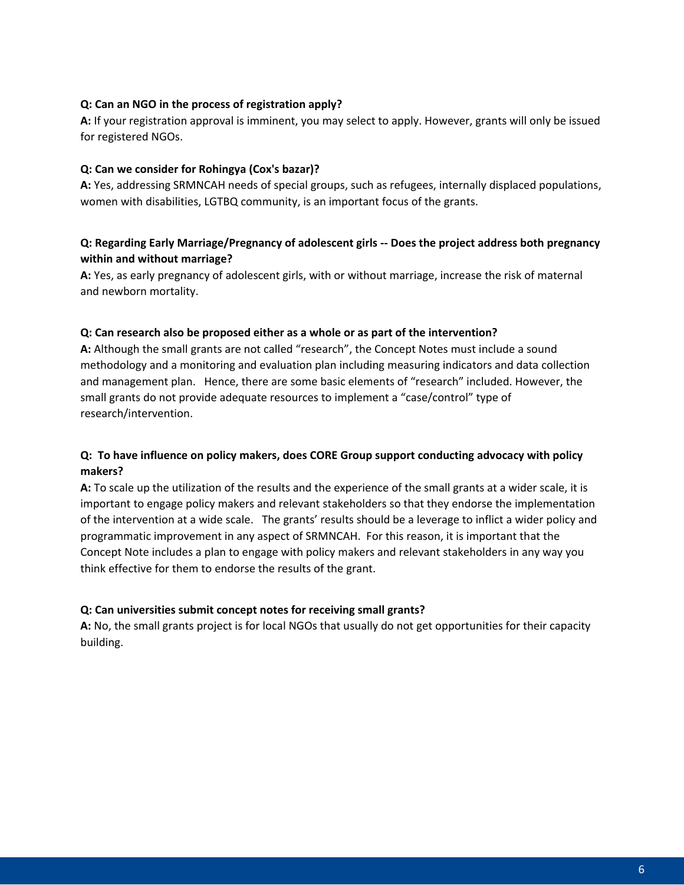**Q: Can an NGO in the process of registration apply?**
**A:** If your registration approval is imminent, you may select to apply. However, grants will only be issued for registered NGOs.

**Q: Can we consider for Rohingya (Cox's bazar)?**
**A:** Yes, addressing SRMNCAH needs of special groups, such as refugees, internally displaced populations, women with disabilities, LGTBQ community, is an important focus of the grants.

**Q: Regarding Early Marriage/Pregnancy of adolescent girls -- Does the project address both pregnancy within and without marriage?**
**A:** Yes, as early pregnancy of adolescent girls, with or without marriage, increase the risk of maternal and newborn mortality.

**Q: Can research also be proposed either as a whole or as part of the intervention?**
**A:** Although the small grants are not called "research", the Concept Notes must include a sound methodology and a monitoring and evaluation plan including measuring indicators and data collection and management plan. Hence, there are some basic elements of "research" included. However, the small grants do not provide adequate resources to implement a "case/control" type of research/intervention.

**Q: To have influence on policy makers, does CORE Group support conducting advocacy with policy makers?**
**A:** To scale up the utilization of the results and the experience of the small grants at a wider scale, it is important to engage policy makers and relevant stakeholders so that they endorse the implementation of the intervention at a wide scale. The grants' results should be a leverage to inflict a wider policy and programmatic improvement in any aspect of SRMNCAH. For this reason, it is important that the Concept Note includes a plan to engage with policy makers and relevant stakeholders in any way you think effective for them to endorse the results of the grant.

**Q: Can universities submit concept notes for receiving small grants?**
**A:** No, the small grants project is for local NGOs that usually do not get opportunities for their capacity building.